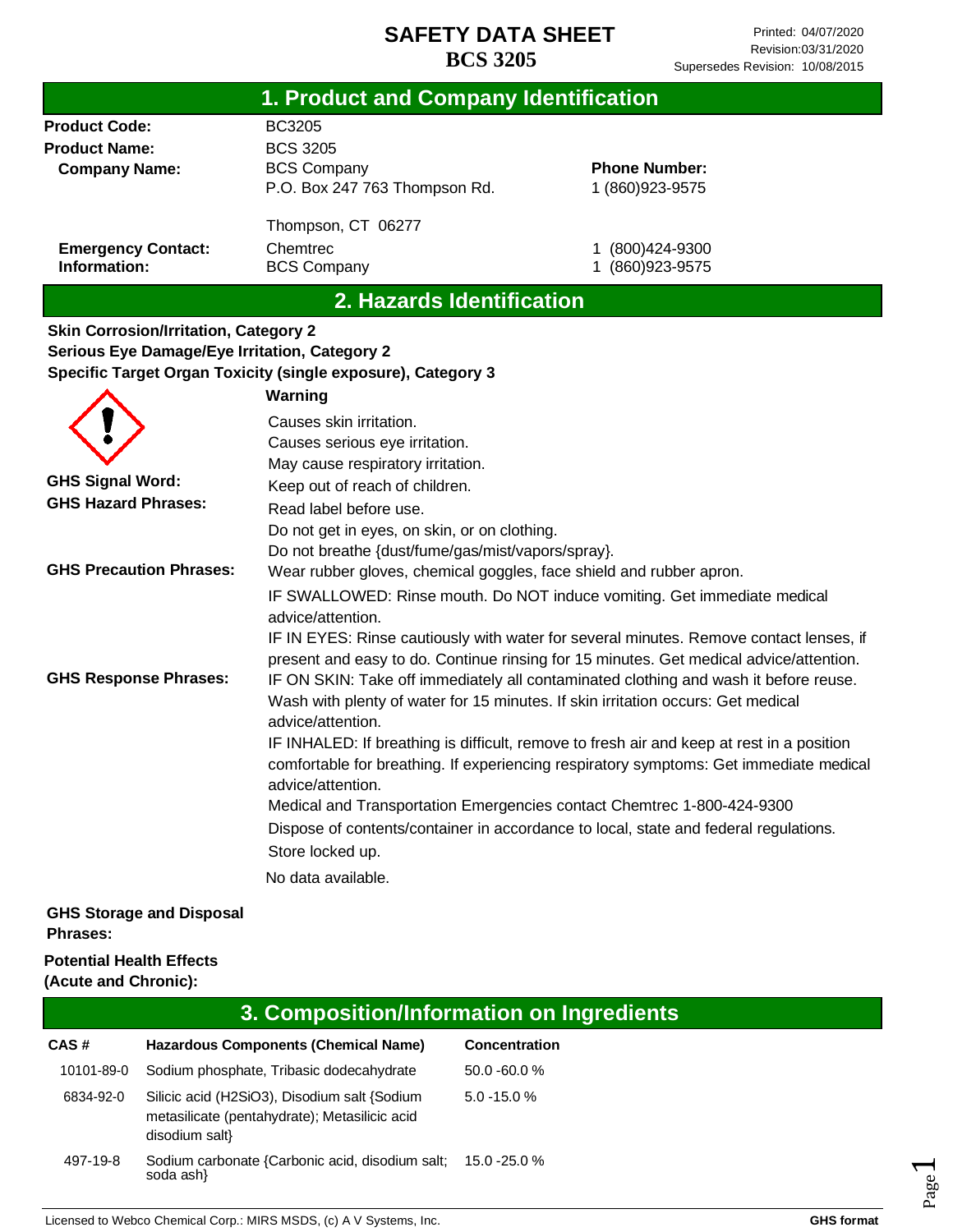# SAFETY DATA SHEET

**BCS 3205**

Printed: 04/07/2020
Revision:03/31/2020
Supersedes Revision: 10/08/2015

## 1. Product and Company Identification

| | | |
|---|---|---|
| **Product Code:** | BC3205 | |
| **Product Name:** | BCS 3205 | |
| **Company Name:** | BCS Company<br>P.O. Box 247 763 Thompson Rd.<br><br>Thompson, CT 06277 | **Phone Number:**<br>1 (860)923-9575 |
| **Emergency Contact:** | Chemtrec | 1 (800)424-9300 |
| **Information:** | BCS Company | 1 (860)923-9575 |

## 2. Hazards Identification

**Skin Corrosion/Irritation, Category 2**
**Serious Eye Damage/Eye Irritation, Category 2**
**Specific Target Organ Toxicity (single exposure), Category 3**

**GHS Signal Word:** Warning

**GHS Hazard Phrases:**
Causes skin irritation.
Causes serious eye irritation.
May cause respiratory irritation.

**GHS Precaution Phrases:**
Keep out of reach of children.
Read label before use.
Do not get in eyes, on skin, or on clothing.
Do not breathe {dust/fume/gas/mist/vapors/spray}.
Wear rubber gloves, chemical goggles, face shield and rubber apron.

**GHS Response Phrases:**
IF SWALLOWED: Rinse mouth. Do NOT induce vomiting. Get immediate medical advice/attention.
IF IN EYES: Rinse cautiously with water for several minutes. Remove contact lenses, if present and easy to do. Continue rinsing for 15 minutes. Get medical advice/attention.
IF ON SKIN: Take off immediately all contaminated clothing and wash it before reuse. Wash with plenty of water for 15 minutes. If skin irritation occurs: Get medical advice/attention.
IF INHALED: If breathing is difficult, remove to fresh air and keep at rest in a position comfortable for breathing. If experiencing respiratory symptoms: Get immediate medical advice/attention.
Medical and Transportation Emergencies contact Chemtrec 1-800-424-9300

**GHS Storage and Disposal Phrases:**
Dispose of contents/container in accordance to local, state and federal regulations.
Store locked up.

**Potential Health Effects (Acute and Chronic):**
No data available.

## 3. Composition/Information on Ingredients

| CAS # | Hazardous Components (Chemical Name) | Concentration |
|---|---|---|
| 10101-89-0 | Sodium phosphate, Tribasic dodecahydrate | 50.0 -60.0 % |
| 6834-92-0 | Silicic acid (H2SiO3), Disodium salt {Sodium metasilicate (pentahydrate); Metasilicic acid disodium salt} | 5.0 -15.0 % |
| 497-19-8 | Sodium carbonate {Carbonic acid, disodium salt; soda ash} | 15.0 -25.0 % |

Licensed to Webco Chemical Corp.: MIRS MSDS, (c) A V Systems, Inc. — GHS format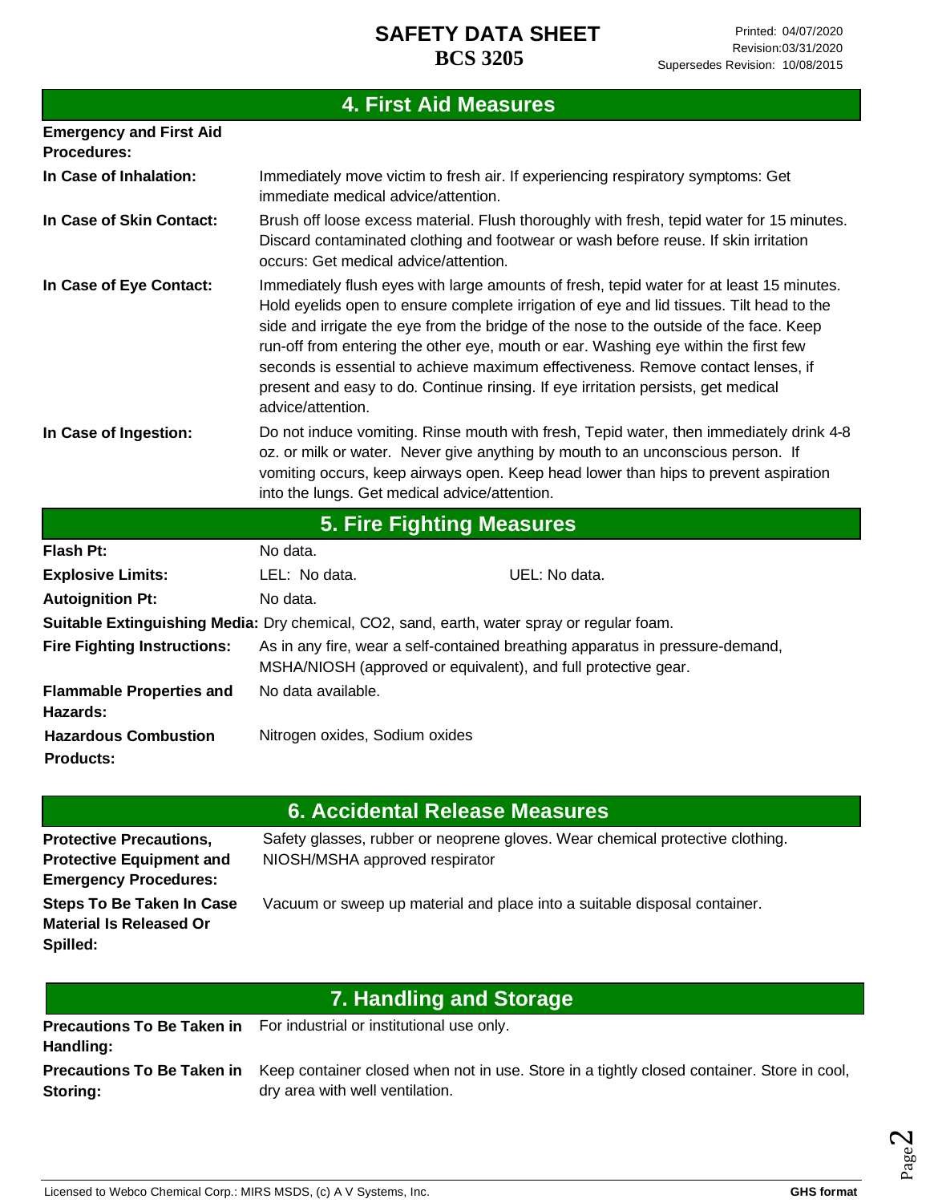## 4. First Aid Measures

**Emergency and First Aid Procedures:**

**In Case of Inhalation:** Immediately move victim to fresh air. If experiencing respiratory symptoms: Get immediate medical advice/attention.

**In Case of Skin Contact:** Brush off loose excess material. Flush thoroughly with fresh, tepid water for 15 minutes. Discard contaminated clothing and footwear or wash before reuse. If skin irritation occurs: Get medical advice/attention.

**In Case of Eye Contact:** Immediately flush eyes with large amounts of fresh, tepid water for at least 15 minutes. Hold eyelids open to ensure complete irrigation of eye and lid tissues. Tilt head to the side and irrigate the eye from the bridge of the nose to the outside of the face. Keep run-off from entering the other eye, mouth or ear. Washing eye within the first few seconds is essential to achieve maximum effectiveness. Remove contact lenses, if present and easy to do. Continue rinsing. If eye irritation persists, get medical advice/attention.

**In Case of Ingestion:** Do not induce vomiting. Rinse mouth with fresh, Tepid water, then immediately drink 4-8 oz. or milk or water. Never give anything by mouth to an unconscious person. If vomiting occurs, keep airways open. Keep head lower than hips to prevent aspiration into the lungs. Get medical advice/attention.

## 5. Fire Fighting Measures

**Flash Pt:** No data.

**Explosive Limits:** LEL: No data. UEL: No data.

**Autoignition Pt:** No data.

**Suitable Extinguishing Media:** Dry chemical, CO2, sand, earth, water spray or regular foam.

**Fire Fighting Instructions:** As in any fire, wear a self-contained breathing apparatus in pressure-demand, MSHA/NIOSH (approved or equivalent), and full protective gear.

**Flammable Properties and Hazards:** No data available.

**Hazardous Combustion Products:** Nitrogen oxides, Sodium oxides

## 6. Accidental Release Measures

**Protective Precautions, Protective Equipment and Emergency Procedures:** Safety glasses, rubber or neoprene gloves. Wear chemical protective clothing. NIOSH/MSHA approved respirator

**Steps To Be Taken In Case Material Is Released Or Spilled:** Vacuum or sweep up material and place into a suitable disposal container.

## 7. Handling and Storage

**Precautions To Be Taken in Handling:** For industrial or institutional use only.

**Precautions To Be Taken in Storing:** Keep container closed when not in use. Store in a tightly closed container. Store in cool, dry area with well ventilation.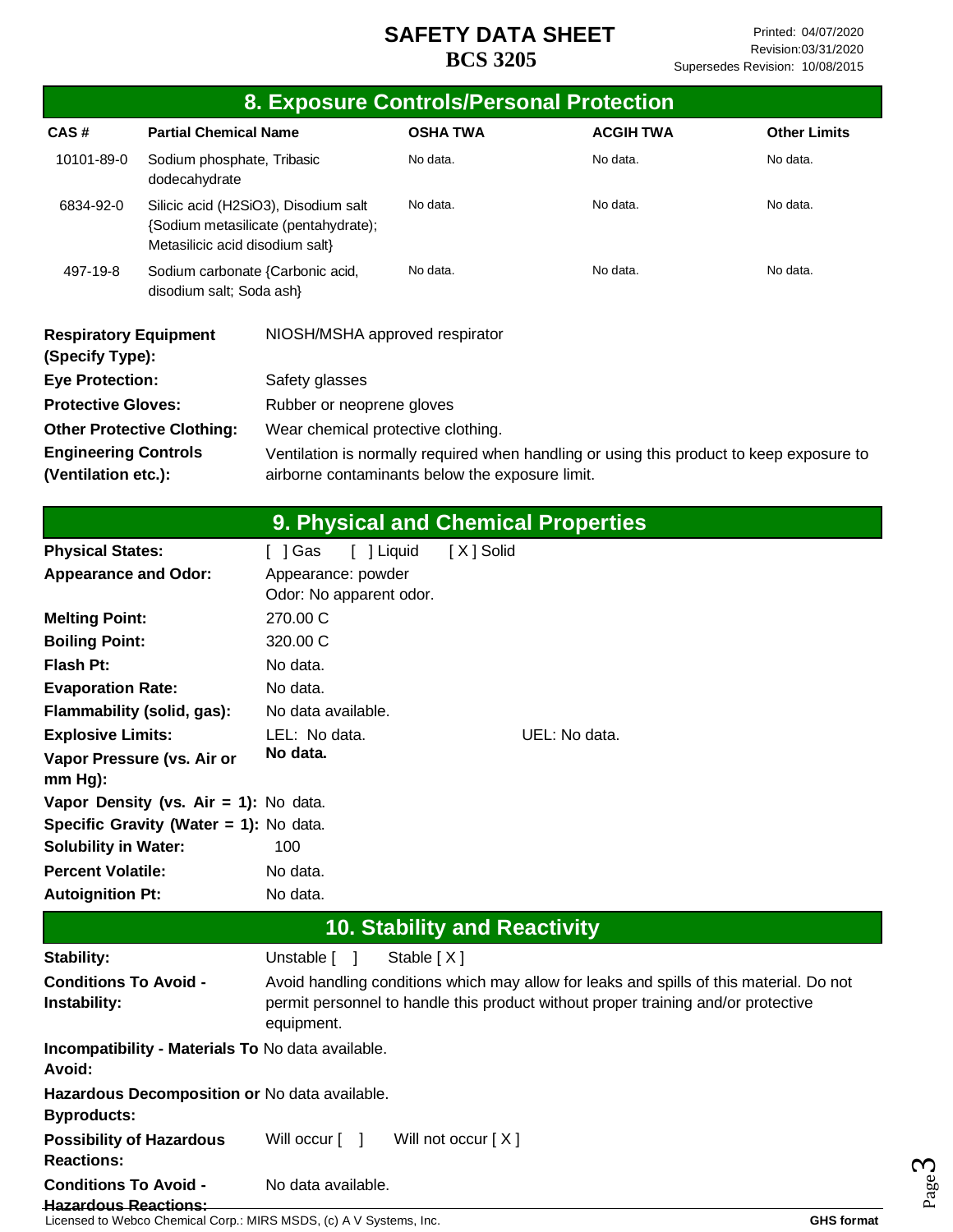## 8. Exposure Controls/Personal Protection

| CAS # | Partial Chemical Name | OSHA TWA | ACGIH TWA | Other Limits |
|---|---|---|---|---|
| 10101-89-0 | Sodium phosphate, Tribasic dodecahydrate | No data. | No data. | No data. |
| 6834-92-0 | Silicic acid (H2SiO3), Disodium salt {Sodium metasilicate (pentahydrate); Metasilicic acid disodium salt} | No data. | No data. | No data. |
| 497-19-8 | Sodium carbonate {Carbonic acid, disodium salt; Soda ash} | No data. | No data. | No data. |

**Respiratory Equipment (Specify Type):** NIOSH/MSHA approved respirator

**Eye Protection:** Safety glasses

**Protective Gloves:** Rubber or neoprene gloves

**Other Protective Clothing:** Wear chemical protective clothing.

**Engineering Controls (Ventilation etc.):** Ventilation is normally required when handling or using this product to keep exposure to airborne contaminants below the exposure limit.

## 9. Physical and Chemical Properties

**Physical States:** [ ] Gas [ ] Liquid [ X ] Solid

**Appearance and Odor:** Appearance: powder
Odor: No apparent odor.

**Melting Point:** 270.00 C

**Boiling Point:** 320.00 C

**Flash Pt:** No data.

**Evaporation Rate:** No data.

**Flammability (solid, gas):** No data available.

**Explosive Limits:** LEL: No data. UEL: No data.

**Vapor Pressure (vs. Air or mm Hg):** **No data.**

**Vapor Density (vs. Air = 1):** No data.

**Specific Gravity (Water = 1):** No data.

**Solubility in Water:** 100

**Percent Volatile:** No data.

**Autoignition Pt:** No data.

## 10. Stability and Reactivity

**Stability:** Unstable [ ] Stable [ X ]

**Conditions To Avoid - Instability:** Avoid handling conditions which may allow for leaks and spills of this material. Do not permit personnel to handle this product without proper training and/or protective equipment.

**Incompatibility - Materials To Avoid:** No data available.

**Hazardous Decomposition or Byproducts:** No data available.

**Possibility of Hazardous Reactions:** Will occur [ ] Will not occur [ X ]

**Conditions To Avoid - Hazardous Reactions:** No data available.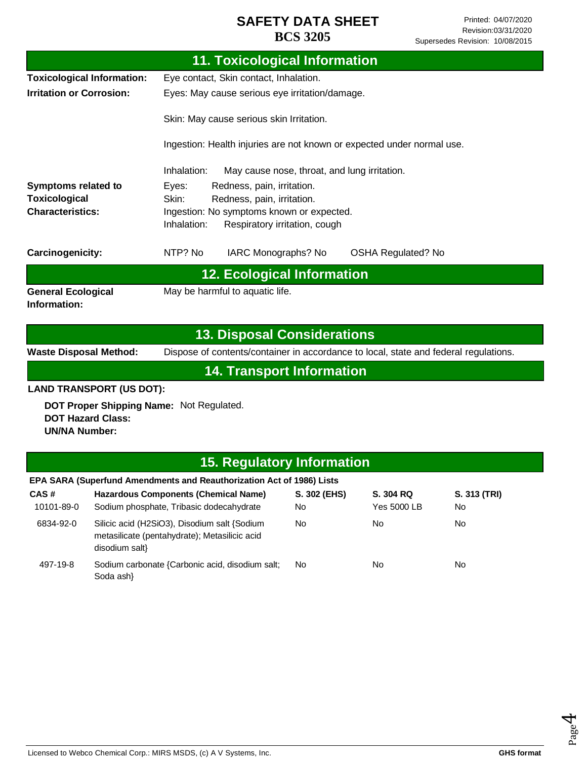# SAFETY DATA SHEET

**BCS 3205**

Printed: 04/07/2020
Revision:03/31/2020
Supersedes Revision: 10/08/2015

## 11. Toxicological Information

**Toxicological Information:** Eye contact, Skin contact, Inhalation.

**Irritation or Corrosion:** Eyes: May cause serious eye irritation/damage.

Skin: May cause serious skin Irritation.

Ingestion: Health injuries are not known or expected under normal use.

Inhalation: May cause nose, throat, and lung irritation.

**Symptoms related to Toxicological Characteristics:**
Eyes: Redness, pain, irritation.
Skin: Redness, pain, irritation.
Ingestion: No symptoms known or expected.
Inhalation: Respiratory irritation, cough

**Carcinogenicity:** NTP? No IARC Monographs? No OSHA Regulated? No

## 12. Ecological Information

**General Ecological Information:** May be harmful to aquatic life.

## 13. Disposal Considerations

**Waste Disposal Method:** Dispose of contents/container in accordance to local, state and federal regulations.

## 14. Transport Information

**LAND TRANSPORT (US DOT):**

**DOT Proper Shipping Name:** Not Regulated.
**DOT Hazard Class:**
**UN/NA Number:**

## 15. Regulatory Information

**EPA SARA (Superfund Amendments and Reauthorization Act of 1986) Lists**

| CAS # | Hazardous Components (Chemical Name) | S. 302 (EHS) | S. 304 RQ | S. 313 (TRI) |
|---|---|---|---|---|
| 10101-89-0 | Sodium phosphate, Tribasic dodecahydrate | No | Yes 5000 LB | No |
| 6834-92-0 | Silicic acid (H2SiO3), Disodium salt {Sodium metasilicate (pentahydrate); Metasilicic acid disodium salt} | No | No | No |
| 497-19-8 | Sodium carbonate {Carbonic acid, disodium salt; Soda ash} | No | No | No |

Licensed to Webco Chemical Corp.: MIRS MSDS, (c) A V Systems, Inc. GHS format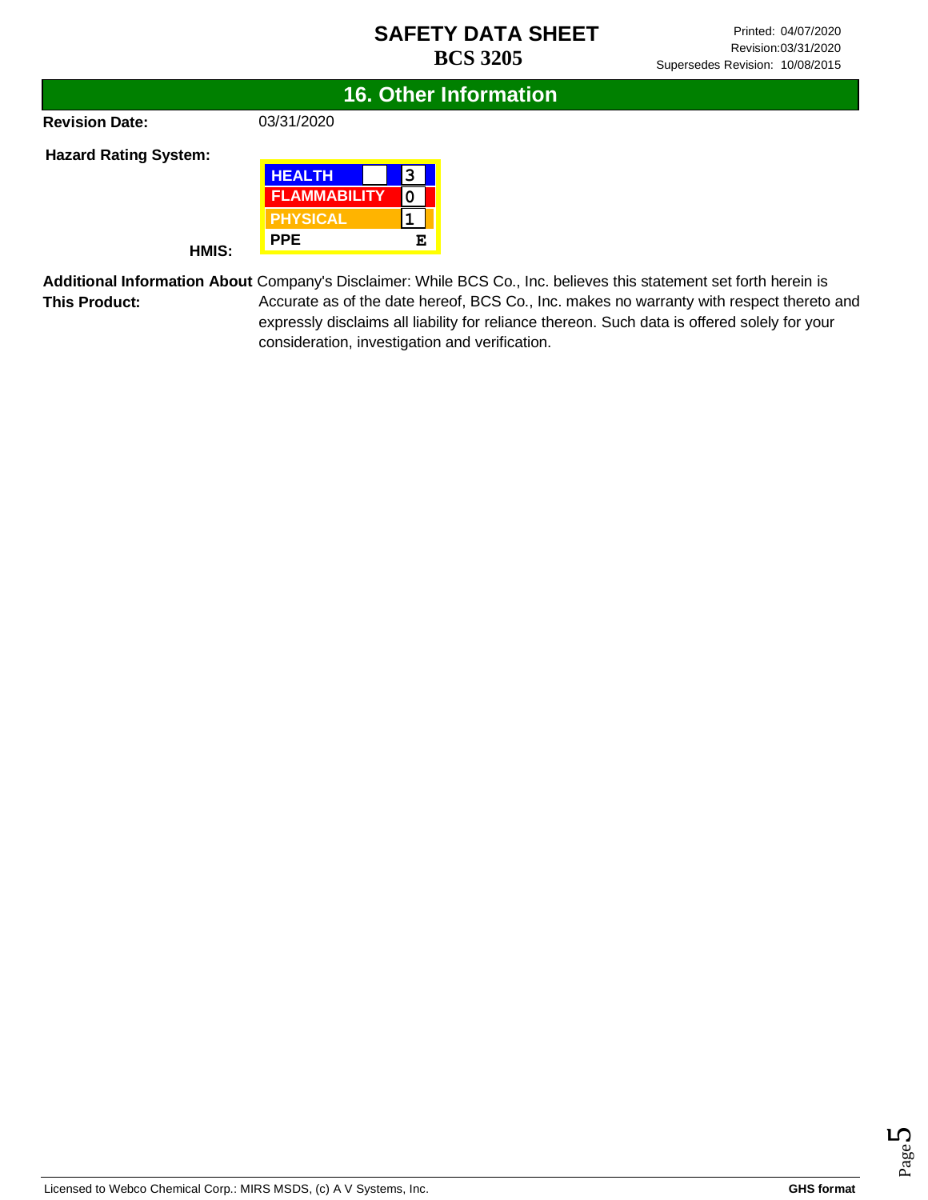## 16. Other Information

**Revision Date:** 03/31/2020

**Hazard Rating System:**

**HMIS:**

| | |
|---|---|
| HEALTH | 3 |
| FLAMMABILITY | 0 |
| PHYSICAL | 1 |
| PPE | E |

**Additional Information About This Product:** Company's Disclaimer: While BCS Co., Inc. believes this statement set forth herein is Accurate as of the date hereof, BCS Co., Inc. makes no warranty with respect thereto and expressly disclaims all liability for reliance thereon. Such data is offered solely for your consideration, investigation and verification.